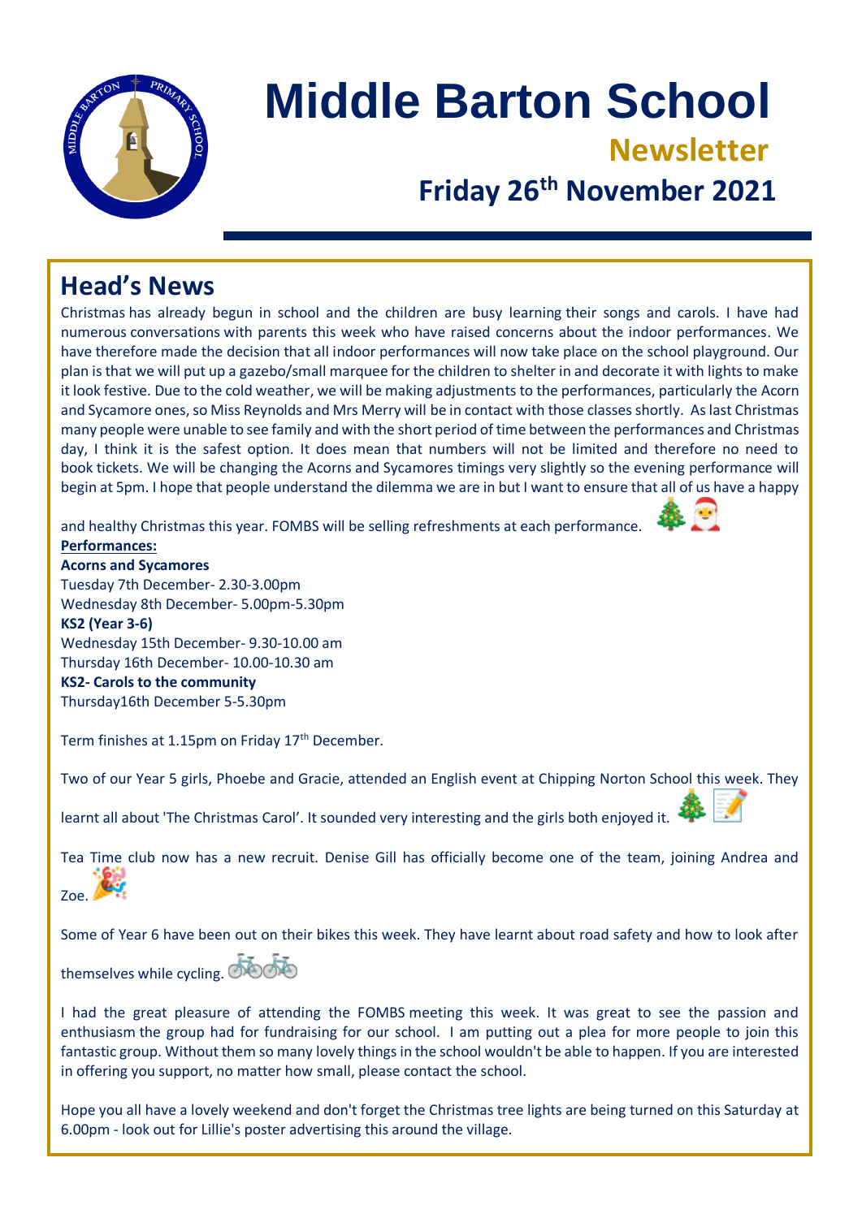# Middle Barton School

## Newsletter

## Friday 26th November 2021

## Head's News

Christmas has already begun in school and the children are busy learning their songs and carols. I have had numerous conversations with parents this week who have raised concerns about the indoor performances. We have therefore made the decision that all indoor performances will now take place on the school playground. Our plan is that we will put up a gazebo/small marquee for the children to shelter in and decorate it with lights to make it look festive. Due to the cold weather, we will be making adjustments to the performances, particularly the Acorn and Sycamore ones, so Miss Reynolds and Mrs Merry will be in contact with those classes shortly. As last Christmas many people were unable to see family and with the short period of time between the performances and Christmas day, I think it is the safest option. It does mean that numbers will not be limited and therefore no need to book tickets. We will be changing the Acorns and Sycamores timings very slightly so the evening performance will begin at 5pm. I hope that people understand the dilemma we are in but I want to ensure that all of us have a happy and healthy Christmas this year. FOMBS will be selling refreshments at each performance. 🎄🎅

**Performances:**

**Acorns and Sycamores**
Tuesday 7th December- 2.30-3.00pm
Wednesday 8th December- 5.00pm-5.30pm

**KS2 (Year 3-6)**
Wednesday 15th December- 9.30-10.00 am
Thursday 16th December- 10.00-10.30 am

**KS2- Carols to the community**
Thursday16th December 5-5.30pm

Term finishes at 1.15pm on Friday 17th December.

Two of our Year 5 girls, Phoebe and Gracie, attended an English event at Chipping Norton School this week. They learnt all about 'The Christmas Carol'. It sounded very interesting and the girls both enjoyed it. 🎄📝

Tea Time club now has a new recruit. Denise Gill has officially become one of the team, joining Andrea and Zoe. 🎉

Some of Year 6 have been out on their bikes this week. They have learnt about road safety and how to look after themselves while cycling. 🚲🚲

I had the great pleasure of attending the FOMBS meeting this week. It was great to see the passion and enthusiasm the group had for fundraising for our school. I am putting out a plea for more people to join this fantastic group. Without them so many lovely things in the school wouldn't be able to happen. If you are interested in offering you support, no matter how small, please contact the school.

Hope you all have a lovely weekend and don't forget the Christmas tree lights are being turned on this Saturday at 6.00pm - look out for Lillie's poster advertising this around the village.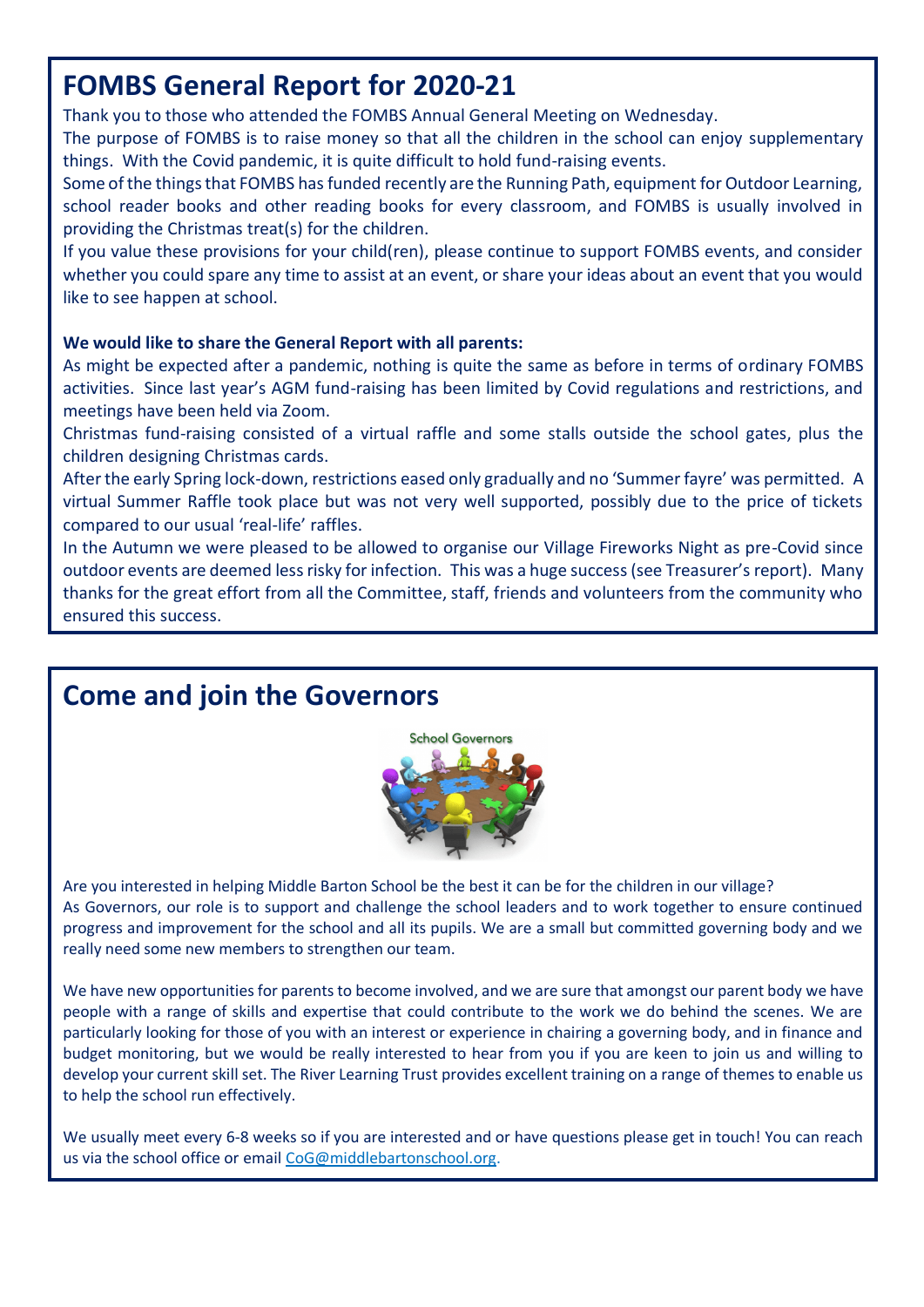# FOMBS General Report for 2020-21

Thank you to those who attended the FOMBS Annual General Meeting on Wednesday.

The purpose of FOMBS is to raise money so that all the children in the school can enjoy supplementary things. With the Covid pandemic, it is quite difficult to hold fund-raising events.

Some of the things that FOMBS has funded recently are the Running Path, equipment for Outdoor Learning, school reader books and other reading books for every classroom, and FOMBS is usually involved in providing the Christmas treat(s) for the children.

If you value these provisions for your child(ren), please continue to support FOMBS events, and consider whether you could spare any time to assist at an event, or share your ideas about an event that you would like to see happen at school.

**We would like to share the General Report with all parents:**

As might be expected after a pandemic, nothing is quite the same as before in terms of ordinary FOMBS activities. Since last year's AGM fund-raising has been limited by Covid regulations and restrictions, and meetings have been held via Zoom.

Christmas fund-raising consisted of a virtual raffle and some stalls outside the school gates, plus the children designing Christmas cards.

After the early Spring lock-down, restrictions eased only gradually and no 'Summer fayre' was permitted. A virtual Summer Raffle took place but was not very well supported, possibly due to the price of tickets compared to our usual 'real-life' raffles.

In the Autumn we were pleased to be allowed to organise our Village Fireworks Night as pre-Covid since outdoor events are deemed less risky for infection. This was a huge success (see Treasurer's report). Many thanks for the great effort from all the Committee, staff, friends and volunteers from the community who ensured this success.

# Come and join the Governors

School Governors

Are you interested in helping Middle Barton School be the best it can be for the children in our village?

As Governors, our role is to support and challenge the school leaders and to work together to ensure continued progress and improvement for the school and all its pupils. We are a small but committed governing body and we really need some new members to strengthen our team.

We have new opportunities for parents to become involved, and we are sure that amongst our parent body we have people with a range of skills and expertise that could contribute to the work we do behind the scenes. We are particularly looking for those of you with an interest or experience in chairing a governing body, and in finance and budget monitoring, but we would be really interested to hear from you if you are keen to join us and willing to develop your current skill set. The River Learning Trust provides excellent training on a range of themes to enable us to help the school run effectively.

We usually meet every 6-8 weeks so if you are interested and or have questions please get in touch! You can reach us via the school office or email CoG@middlebartonschool.org.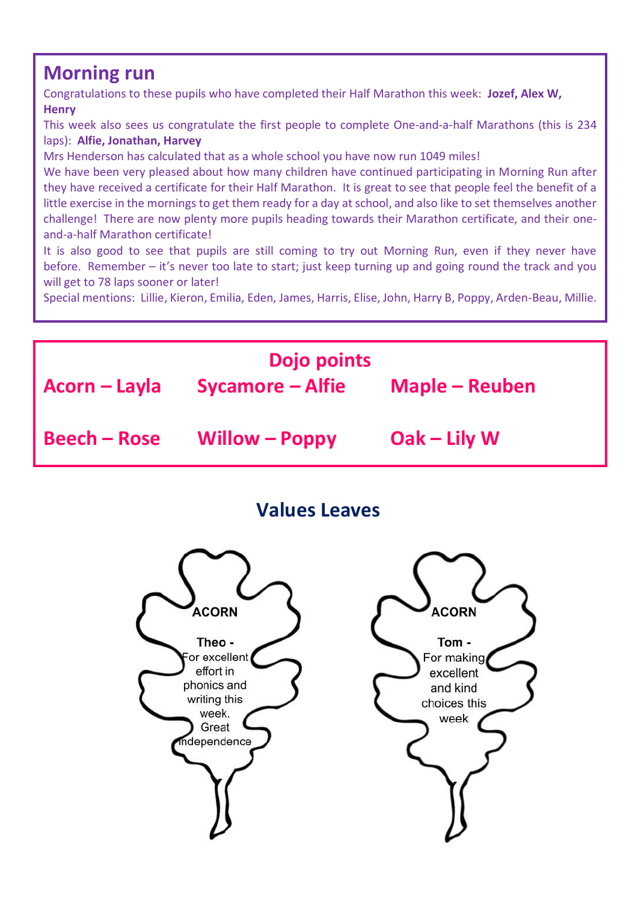## Morning run

Congratulations to these pupils who have completed their Half Marathon this week: **Jozef, Alex W, Henry**

This week also sees us congratulate the first people to complete One-and-a-half Marathons (this is 234 laps): **Alfie, Jonathan, Harvey**

Mrs Henderson has calculated that as a whole school you have now run 1049 miles!

We have been very pleased about how many children have continued participating in Morning Run after they have received a certificate for their Half Marathon. It is great to see that people feel the benefit of a little exercise in the mornings to get them ready for a day at school, and also like to set themselves another challenge! There are now plenty more pupils heading towards their Marathon certificate, and their one-and-a-half Marathon certificate!

It is also good to see that pupils are still coming to try out Morning Run, even if they never have before. Remember – it's never too late to start; just keep turning up and going round the track and you will get to 78 laps sooner or later!

Special mentions: Lillie, Kieron, Emilia, Eden, James, Harris, Elise, John, Harry B, Poppy, Arden-Beau, Millie.

## Dojo points

| | | |
|---|---|---|
| **Acorn – Layla** | **Sycamore – Alfie** | **Maple – Reuben** |
| **Beech – Rose** | **Willow – Poppy** | **Oak – Lily W** |

## Values Leaves

**ACORN**

**Theo -** For excellent effort in phonics and writing this week. Great independence

**ACORN**

**Tom -** For making excellent and kind choices this week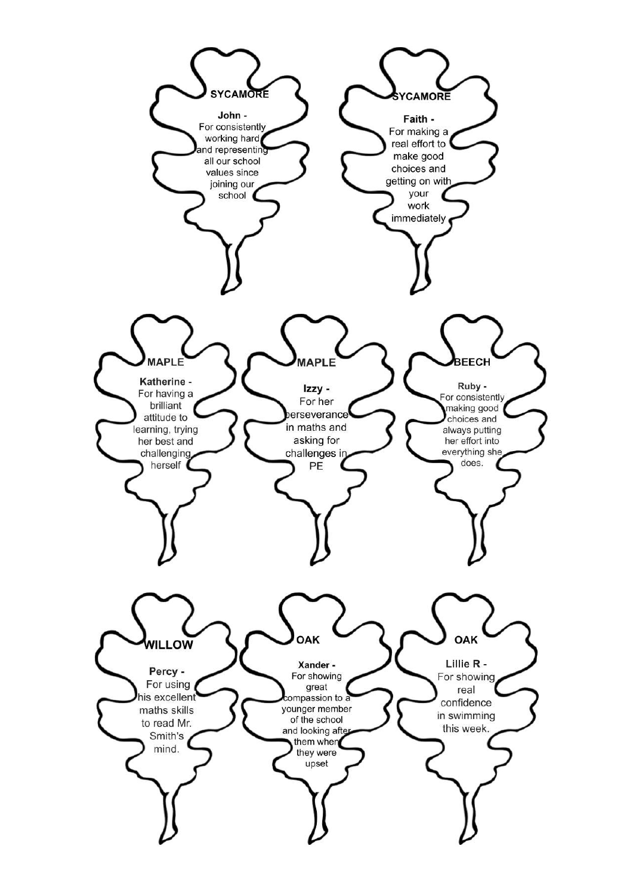**SYCAMORE**

**John -**
For consistently working hard and representing all our school values since joining our school

**SYCAMORE**

**Faith -**
For making a real effort to make good choices and getting on with your work immediately

**MAPLE**

**Katherine -**
For having a brilliant attitude to learning, trying her best and challenging herself

**MAPLE**

**Izzy -**
For her perseverance in maths and asking for challenges in PE

**BEECH**

**Ruby -**
For consistently making good choices and always putting her effort into everything she does.

**WILLOW**

**Percy -**
For using his excellent maths skills to read Mr. Smith's mind.

**OAK**

**Xander -**
For showing great compassion to a younger member of the school and looking after them when they were upset

**OAK**

**Lillie R -**
For showing real confidence in swimming this week.